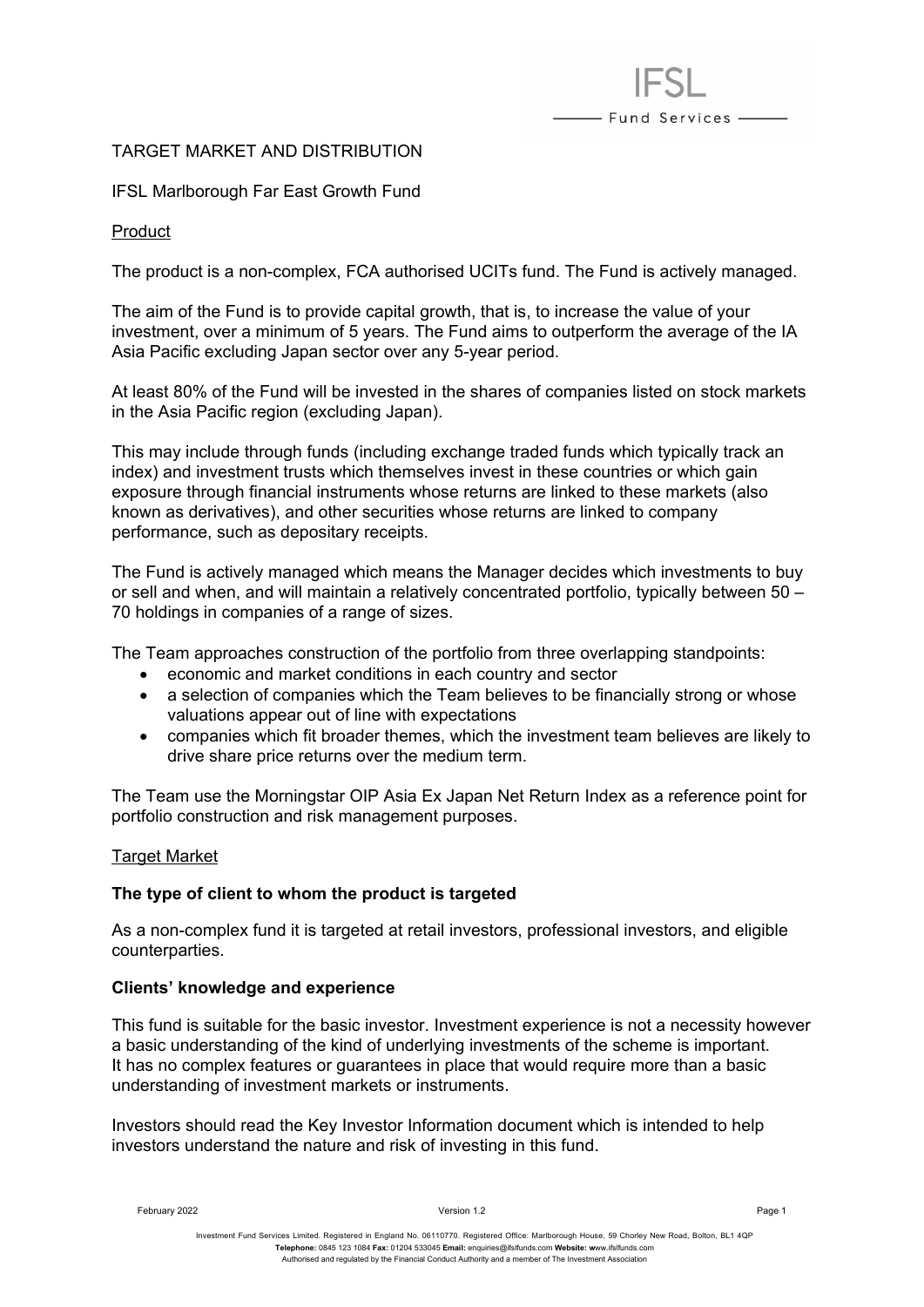TARGET MARKET AND DISTRIBUTION

IFSL Marlborough Far East Growth Fund

## Product

The product is a non-complex, FCA authorised UCITs fund. The Fund is actively managed.

The aim of the Fund is to provide capital growth, that is, to increase the value of your investment, over a minimum of 5 years. The Fund aims to outperform the average of the IA Asia Pacific excluding Japan sector over any 5-year period.

At least 80% of the Fund will be invested in the shares of companies listed on stock markets in the Asia Pacific region (excluding Japan).

This may include through funds (including exchange traded funds which typically track an index) and investment trusts which themselves invest in these countries or which gain exposure through financial instruments whose returns are linked to these markets (also known as derivatives), and other securities whose returns are linked to company performance, such as depositary receipts.

The Fund is actively managed which means the Manager decides which investments to buy or sell and when, and will maintain a relatively concentrated portfolio, typically between 50 – 70 holdings in companies of a range of sizes.

The Team approaches construction of the portfolio from three overlapping standpoints:

- economic and market conditions in each country and sector
- a selection of companies which the Team believes to be financially strong or whose valuations appear out of line with expectations
- companies which fit broader themes, which the investment team believes are likely to drive share price returns over the medium term.

The Team use the Morningstar OIP Asia Ex Japan Net Return Index as a reference point for portfolio construction and risk management purposes.

## Target Market

### The type of client to whom the product is targeted

As a non-complex fund it is targeted at retail investors, professional investors, and eligible counterparties.

### Clients' knowledge and experience

This fund is suitable for the basic investor. Investment experience is not a necessity however a basic understanding of the kind of underlying investments of the scheme is important. It has no complex features or guarantees in place that would require more than a basic understanding of investment markets or instruments.

Investors should read the Key Investor Information document which is intended to help investors understand the nature and risk of investing in this fund.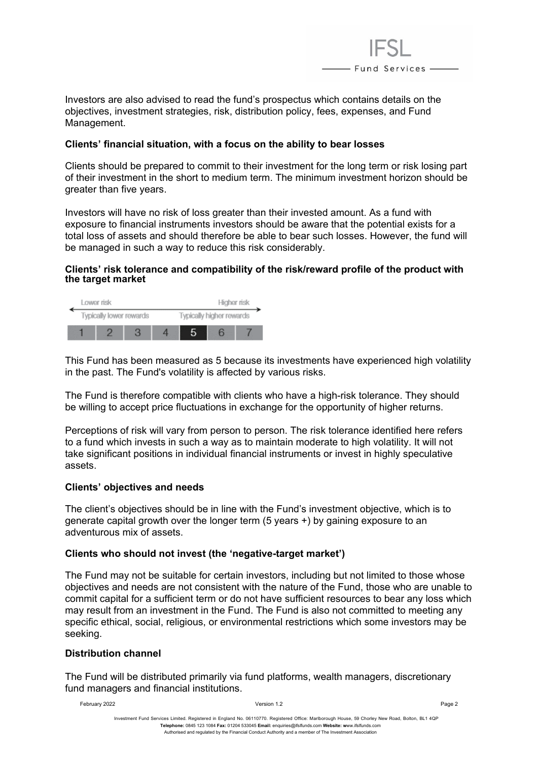Investors are also advised to read the fund's prospectus which contains details on the objectives, investment strategies, risk, distribution policy, fees, expenses, and Fund Management.

**Clients' financial situation, with a focus on the ability to bear losses**

Clients should be prepared to commit to their investment for the long term or risk losing part of their investment in the short to medium term. The minimum investment horizon should be greater than five years.

Investors will have no risk of loss greater than their invested amount. As a fund with exposure to financial instruments investors should be aware that the potential exists for a total loss of assets and should therefore be able to bear such losses. However, the fund will be managed in such a way to reduce this risk considerably.

**Clients' risk tolerance and compatibility of the risk/reward profile of the product with the target market**

Lower risk
Higher risk
Typically lower rewards
Typically higher rewards
1 2 3 4 5 6 7

This Fund has been measured as 5 because its investments have experienced high volatility in the past. The Fund's volatility is affected by various risks.

The Fund is therefore compatible with clients who have a high-risk tolerance. They should be willing to accept price fluctuations in exchange for the opportunity of higher returns.

Perceptions of risk will vary from person to person. The risk tolerance identified here refers to a fund which invests in such a way as to maintain moderate to high volatility. It will not take significant positions in individual financial instruments or invest in highly speculative assets.

**Clients' objectives and needs**

The client's objectives should be in line with the Fund's investment objective, which is to generate capital growth over the longer term (5 years +) by gaining exposure to an adventurous mix of assets.

**Clients who should not invest (the 'negative-target market')**

The Fund may not be suitable for certain investors, including but not limited to those whose objectives and needs are not consistent with the nature of the Fund, those who are unable to commit capital for a sufficient term or do not have sufficient resources to bear any loss which may result from an investment in the Fund. The Fund is also not committed to meeting any specific ethical, social, religious, or environmental restrictions which some investors may be seeking.

**Distribution channel**

The Fund will be distributed primarily via fund platforms, wealth managers, discretionary fund managers and financial institutions.